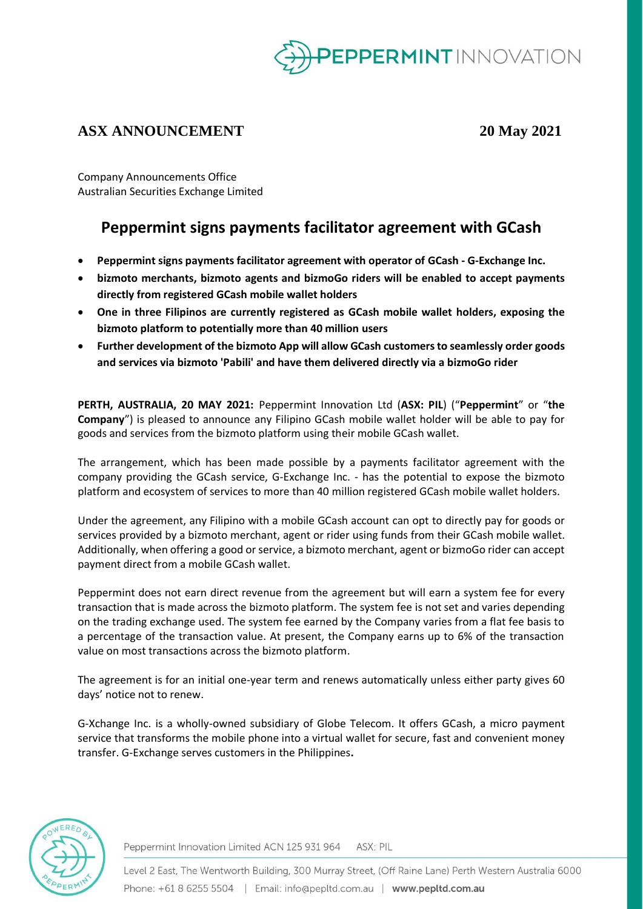**ASX ANNOUNCEMENT** **20 May 2021**

Company Announcements Office
Australian Securities Exchange Limited

# Peppermint signs payments facilitator agreement with GCash

- **Peppermint signs payments facilitator agreement with operator of GCash - G-Exchange Inc.**
- **bizmoto merchants, bizmoto agents and bizmoGo riders will be enabled to accept payments directly from registered GCash mobile wallet holders**
- **One in three Filipinos are currently registered as GCash mobile wallet holders, exposing the bizmoto platform to potentially more than 40 million users**
- **Further development of the bizmoto App will allow GCash customers to seamlessly order goods and services via bizmoto 'Pabili' and have them delivered directly via a bizmoGo rider**

**PERTH, AUSTRALIA, 20 MAY 2021:** Peppermint Innovation Ltd (**ASX: PIL**) ("**Peppermint**" or "**the Company**") is pleased to announce any Filipino GCash mobile wallet holder will be able to pay for goods and services from the bizmoto platform using their mobile GCash wallet.

The arrangement, which has been made possible by a payments facilitator agreement with the company providing the GCash service, G-Exchange Inc. - has the potential to expose the bizmoto platform and ecosystem of services to more than 40 million registered GCash mobile wallet holders.

Under the agreement, any Filipino with a mobile GCash account can opt to directly pay for goods or services provided by a bizmoto merchant, agent or rider using funds from their GCash mobile wallet. Additionally, when offering a good or service, a bizmoto merchant, agent or bizmoGo rider can accept payment direct from a mobile GCash wallet.

Peppermint does not earn direct revenue from the agreement but will earn a system fee for every transaction that is made across the bizmoto platform. The system fee is not set and varies depending on the trading exchange used. The system fee earned by the Company varies from a flat fee basis to a percentage of the transaction value. At present, the Company earns up to 6% of the transaction value on most transactions across the bizmoto platform.

The agreement is for an initial one-year term and renews automatically unless either party gives 60 days' notice not to renew.

G-Xchange Inc. is a wholly-owned subsidiary of Globe Telecom. It offers GCash, a micro payment service that transforms the mobile phone into a virtual wallet for secure, fast and convenient money transfer. G-Exchange serves customers in the Philippines**.**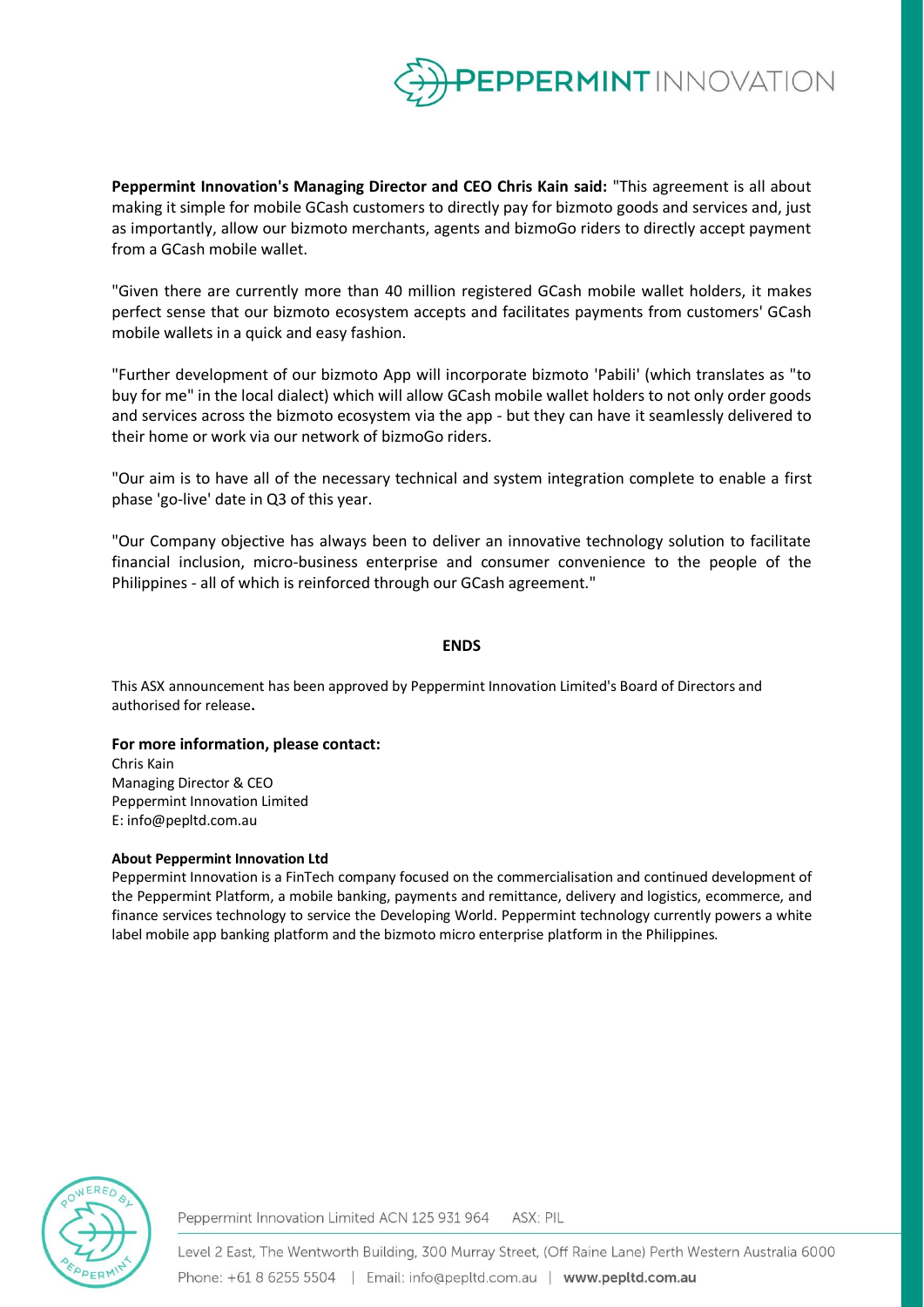**Peppermint Innovation's Managing Director and CEO Chris Kain said:** "This agreement is all about making it simple for mobile GCash customers to directly pay for bizmoto goods and services and, just as importantly, allow our bizmoto merchants, agents and bizmoGo riders to directly accept payment from a GCash mobile wallet.

"Given there are currently more than 40 million registered GCash mobile wallet holders, it makes perfect sense that our bizmoto ecosystem accepts and facilitates payments from customers' GCash mobile wallets in a quick and easy fashion.

"Further development of our bizmoto App will incorporate bizmoto 'Pabili' (which translates as "to buy for me" in the local dialect) which will allow GCash mobile wallet holders to not only order goods and services across the bizmoto ecosystem via the app - but they can have it seamlessly delivered to their home or work via our network of bizmoGo riders.

"Our aim is to have all of the necessary technical and system integration complete to enable a first phase 'go-live' date in Q3 of this year.

"Our Company objective has always been to deliver an innovative technology solution to facilitate financial inclusion, micro-business enterprise and consumer convenience to the people of the Philippines - all of which is reinforced through our GCash agreement."

**ENDS**

This ASX announcement has been approved by Peppermint Innovation Limited's Board of Directors and authorised for release.

**For more information, please contact:**
Chris Kain
Managing Director & CEO
Peppermint Innovation Limited
E: info@pepltd.com.au

**About Peppermint Innovation Ltd**
Peppermint Innovation is a FinTech company focused on the commercialisation and continued development of the Peppermint Platform, a mobile banking, payments and remittance, delivery and logistics, ecommerce, and finance services technology to service the Developing World. Peppermint technology currently powers a white label mobile app banking platform and the bizmoto micro enterprise platform in the Philippines.